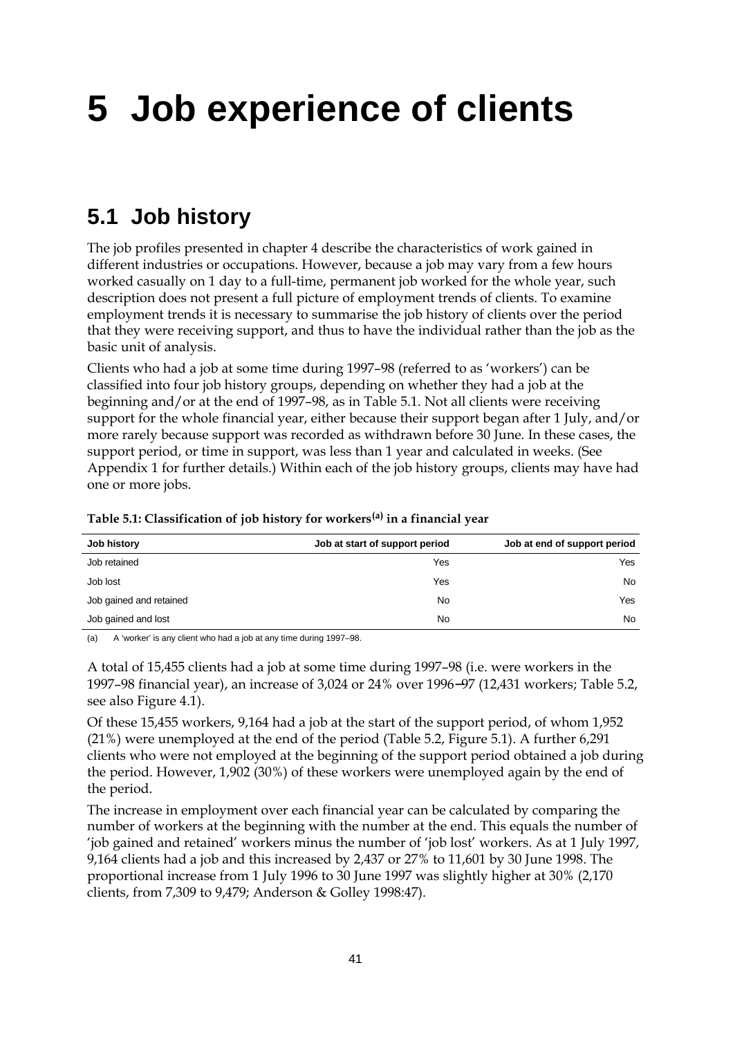# 5 Job experience of clients

## 5.1 Job history

The job profiles presented in chapter 4 describe the characteristics of work gained in different industries or occupations. However, because a job may vary from a few hours worked casually on 1 day to a full-time, permanent job worked for the whole year, such description does not present a full picture of employment trends of clients. To examine employment trends it is necessary to summarise the job history of clients over the period that they were receiving support, and thus to have the individual rather than the job as the basic unit of analysis.

Clients who had a job at some time during 1997–98 (referred to as 'workers') can be classified into four job history groups, depending on whether they had a job at the beginning and/or at the end of 1997–98, as in Table 5.1. Not all clients were receiving support for the whole financial year, either because their support began after 1 July, and/or more rarely because support was recorded as withdrawn before 30 June. In these cases, the support period, or time in support, was less than 1 year and calculated in weeks. (See Appendix 1 for further details.) Within each of the job history groups, clients may have had one or more jobs.

**Table 5.1: Classification of job history for workers[(a)] in a financial year**

| Job history | Job at start of support period | Job at end of support period |
|---|---|---|
| Job retained | Yes | Yes |
| Job lost | Yes | No |
| Job gained and retained | No | Yes |
| Job gained and lost | No | No |

(a) A 'worker' is any client who had a job at any time during 1997–98.

A total of 15,455 clients had a job at some time during 1997–98 (i.e. were workers in the 1997–98 financial year), an increase of 3,024 or 24% over 1996–97 (12,431 workers; Table 5.2, see also Figure 4.1).

Of these 15,455 workers, 9,164 had a job at the start of the support period, of whom 1,952 (21%) were unemployed at the end of the period (Table 5.2, Figure 5.1). A further 6,291 clients who were not employed at the beginning of the support period obtained a job during the period. However, 1,902 (30%) of these workers were unemployed again by the end of the period.

The increase in employment over each financial year can be calculated by comparing the number of workers at the beginning with the number at the end. This equals the number of 'job gained and retained' workers minus the number of 'job lost' workers. As at 1 July 1997, 9,164 clients had a job and this increased by 2,437 or 27% to 11,601 by 30 June 1998. The proportional increase from 1 July 1996 to 30 June 1997 was slightly higher at 30% (2,170 clients, from 7,309 to 9,479; Anderson & Golley 1998:47).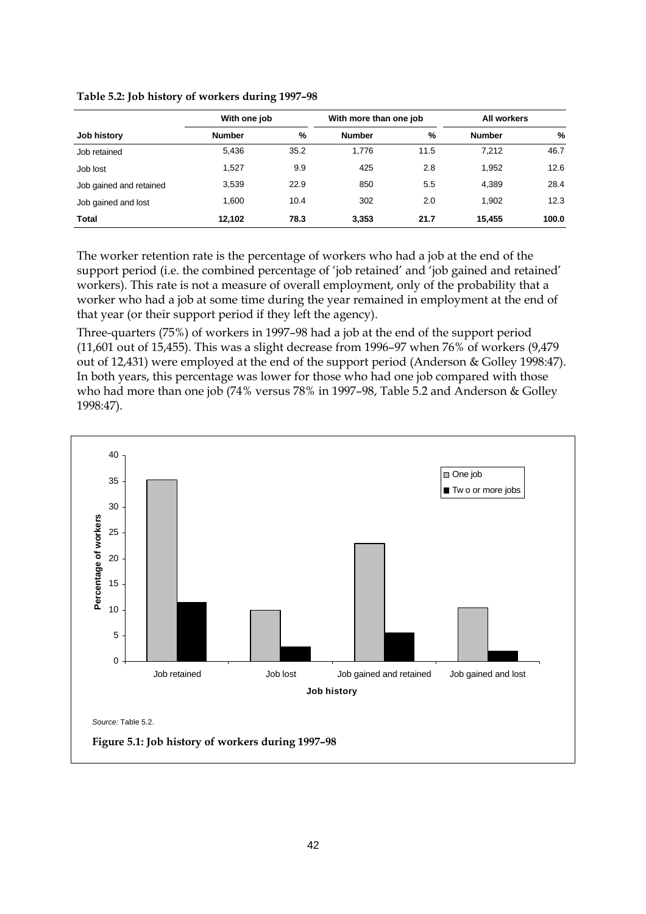**Table 5.2: Job history of workers during 1997–98**

| | With one job | | With more than one job | | All workers | |
|---|---|---|---|---|---|---|
| **Job history** | **Number** | **%** | **Number** | **%** | **Number** | **%** |
| Job retained | 5,436 | 35.2 | 1,776 | 11.5 | 7,212 | 46.7 |
| Job lost | 1,527 | 9.9 | 425 | 2.8 | 1,952 | 12.6 |
| Job gained and retained | 3,539 | 22.9 | 850 | 5.5 | 4,389 | 28.4 |
| Job gained and lost | 1,600 | 10.4 | 302 | 2.0 | 1,902 | 12.3 |
| **Total** | **12,102** | **78.3** | **3,353** | **21.7** | **15,455** | **100.0** |

The worker retention rate is the percentage of workers who had a job at the end of the support period (i.e. the combined percentage of 'job retained' and 'job gained and retained' workers). This rate is not a measure of overall employment, only of the probability that a worker who had a job at some time during the year remained in employment at the end of that year (or their support period if they left the agency).

Three-quarters (75%) of workers in 1997–98 had a job at the end of the support period (11,601 out of 15,455). This was a slight decrease from 1996–97 when 76% of workers (9,479 out of 12,431) were employed at the end of the support period (Anderson & Golley 1998:47). In both years, this percentage was lower for those who had one job compared with those who had more than one job (74% versus 78% in 1997–98, Table 5.2 and Anderson & Golley 1998:47).

*Source:* Table 5.2.

**Figure 5.1: Job history of workers during 1997–98**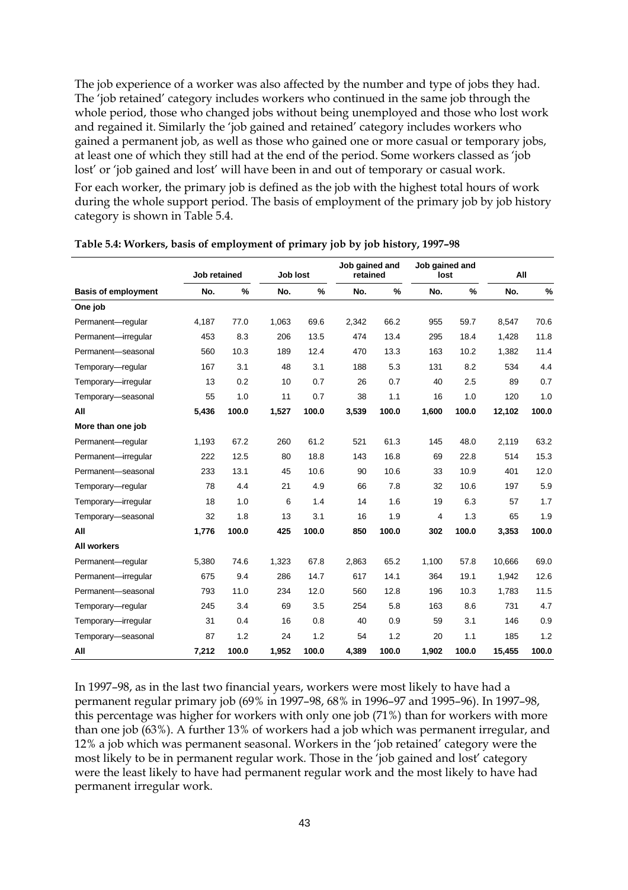The job experience of a worker was also affected by the number and type of jobs they had. The 'job retained' category includes workers who continued in the same job through the whole period, those who changed jobs without being unemployed and those who lost work and regained it. Similarly the 'job gained and retained' category includes workers who gained a permanent job, as well as those who gained one or more casual or temporary jobs, at least one of which they still had at the end of the period. Some workers classed as 'job lost' or 'job gained and lost' will have been in and out of temporary or casual work.

For each worker, the primary job is defined as the job with the highest total hours of work during the whole support period. The basis of employment of the primary job by job history category is shown in Table 5.4.

**Table 5.4: Workers, basis of employment of primary job by job history, 1997–98**

| | Job retained | | Job lost | | Job gained and retained | | Job gained and lost | | All | |
|---|---|---|---|---|---|---|---|---|---|---|
| **Basis of employment** | **No.** | **%** | **No.** | **%** | **No.** | **%** | **No.** | **%** | **No.** | **%** |
| **One job** | | | | | | | | | | |
| Permanent—regular | 4,187 | 77.0 | 1,063 | 69.6 | 2,342 | 66.2 | 955 | 59.7 | 8,547 | 70.6 |
| Permanent—irregular | 453 | 8.3 | 206 | 13.5 | 474 | 13.4 | 295 | 18.4 | 1,428 | 11.8 |
| Permanent—seasonal | 560 | 10.3 | 189 | 12.4 | 470 | 13.3 | 163 | 10.2 | 1,382 | 11.4 |
| Temporary—regular | 167 | 3.1 | 48 | 3.1 | 188 | 5.3 | 131 | 8.2 | 534 | 4.4 |
| Temporary—irregular | 13 | 0.2 | 10 | 0.7 | 26 | 0.7 | 40 | 2.5 | 89 | 0.7 |
| Temporary—seasonal | 55 | 1.0 | 11 | 0.7 | 38 | 1.1 | 16 | 1.0 | 120 | 1.0 |
| **All** | **5,436** | **100.0** | **1,527** | **100.0** | **3,539** | **100.0** | **1,600** | **100.0** | **12,102** | **100.0** |
| **More than one job** | | | | | | | | | | |
| Permanent—regular | 1,193 | 67.2 | 260 | 61.2 | 521 | 61.3 | 145 | 48.0 | 2,119 | 63.2 |
| Permanent—irregular | 222 | 12.5 | 80 | 18.8 | 143 | 16.8 | 69 | 22.8 | 514 | 15.3 |
| Permanent—seasonal | 233 | 13.1 | 45 | 10.6 | 90 | 10.6 | 33 | 10.9 | 401 | 12.0 |
| Temporary—regular | 78 | 4.4 | 21 | 4.9 | 66 | 7.8 | 32 | 10.6 | 197 | 5.9 |
| Temporary—irregular | 18 | 1.0 | 6 | 1.4 | 14 | 1.6 | 19 | 6.3 | 57 | 1.7 |
| Temporary—seasonal | 32 | 1.8 | 13 | 3.1 | 16 | 1.9 | 4 | 1.3 | 65 | 1.9 |
| **All** | **1,776** | **100.0** | **425** | **100.0** | **850** | **100.0** | **302** | **100.0** | **3,353** | **100.0** |
| **All workers** | | | | | | | | | | |
| Permanent—regular | 5,380 | 74.6 | 1,323 | 67.8 | 2,863 | 65.2 | 1,100 | 57.8 | 10,666 | 69.0 |
| Permanent—irregular | 675 | 9.4 | 286 | 14.7 | 617 | 14.1 | 364 | 19.1 | 1,942 | 12.6 |
| Permanent—seasonal | 793 | 11.0 | 234 | 12.0 | 560 | 12.8 | 196 | 10.3 | 1,783 | 11.5 |
| Temporary—regular | 245 | 3.4 | 69 | 3.5 | 254 | 5.8 | 163 | 8.6 | 731 | 4.7 |
| Temporary—irregular | 31 | 0.4 | 16 | 0.8 | 40 | 0.9 | 59 | 3.1 | 146 | 0.9 |
| Temporary—seasonal | 87 | 1.2 | 24 | 1.2 | 54 | 1.2 | 20 | 1.1 | 185 | 1.2 |
| **All** | **7,212** | **100.0** | **1,952** | **100.0** | **4,389** | **100.0** | **1,902** | **100.0** | **15,455** | **100.0** |

In 1997–98, as in the last two financial years, workers were most likely to have had a permanent regular primary job (69% in 1997–98, 68% in 1996–97 and 1995–96). In 1997–98, this percentage was higher for workers with only one job (71%) than for workers with more than one job (63%). A further 13% of workers had a job which was permanent irregular, and 12% a job which was permanent seasonal. Workers in the 'job retained' category were the most likely to be in permanent regular work. Those in the 'job gained and lost' category were the least likely to have had permanent regular work and the most likely to have had permanent irregular work.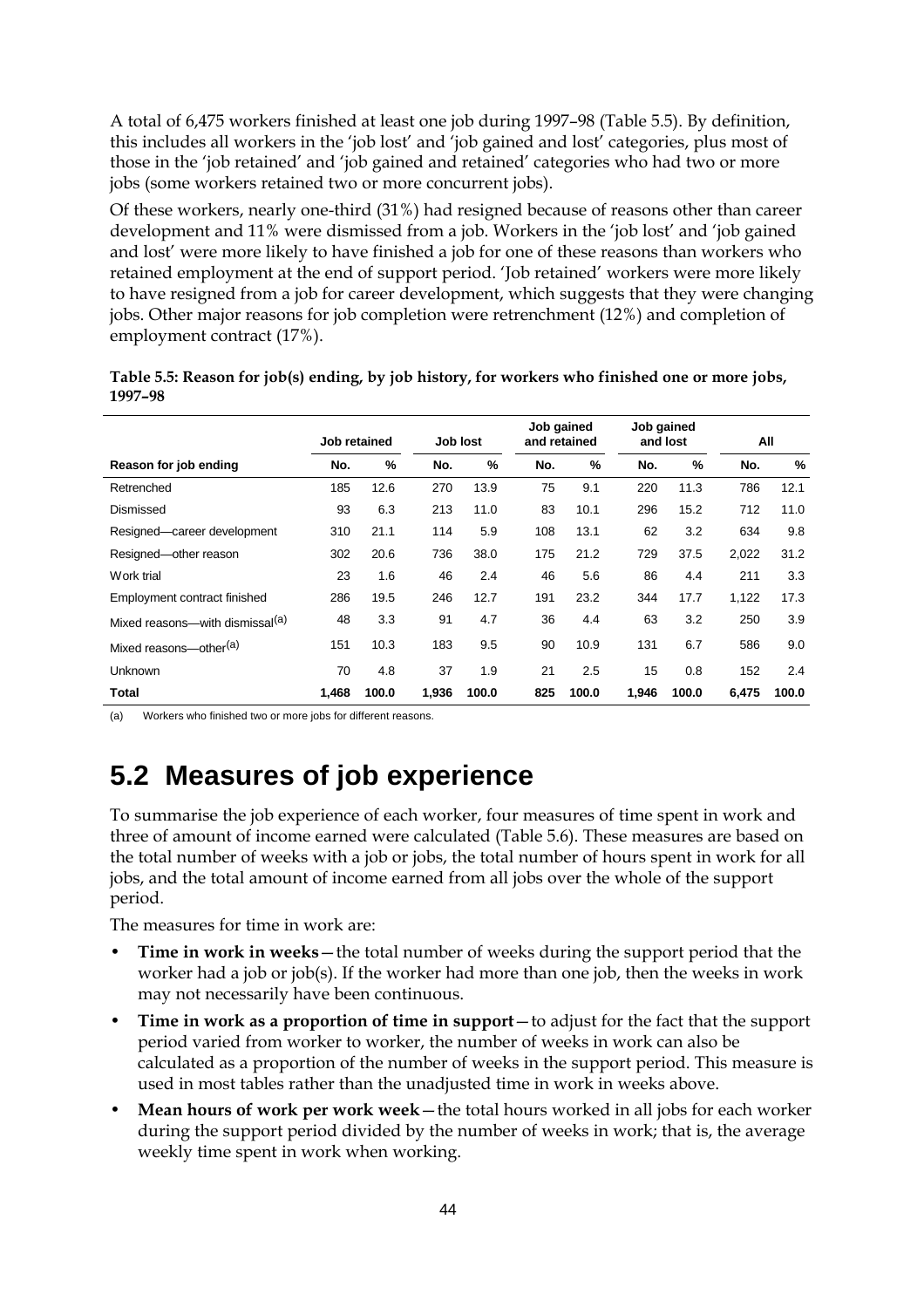A total of 6,475 workers finished at least one job during 1997–98 (Table 5.5). By definition, this includes all workers in the 'job lost' and 'job gained and lost' categories, plus most of those in the 'job retained' and 'job gained and retained' categories who had two or more jobs (some workers retained two or more concurrent jobs).

Of these workers, nearly one-third (31%) had resigned because of reasons other than career development and 11% were dismissed from a job. Workers in the 'job lost' and 'job gained and lost' were more likely to have finished a job for one of these reasons than workers who retained employment at the end of support period. 'Job retained' workers were more likely to have resigned from a job for career development, which suggests that they were changing jobs. Other major reasons for job completion were retrenchment (12%) and completion of employment contract (17%).

**Table 5.5: Reason for job(s) ending, by job history, for workers who finished one or more jobs, 1997–98**

| | Job retained | | Job lost | | Job gained and retained | | Job gained and lost | | All | |
|---|---|---|---|---|---|---|---|---|---|---|
| **Reason for job ending** | **No.** | **%** | **No.** | **%** | **No.** | **%** | **No.** | **%** | **No.** | **%** |
| Retrenched | 185 | 12.6 | 270 | 13.9 | 75 | 9.1 | 220 | 11.3 | 786 | 12.1 |
| Dismissed | 93 | 6.3 | 213 | 11.0 | 83 | 10.1 | 296 | 15.2 | 712 | 11.0 |
| Resigned—career development | 310 | 21.1 | 114 | 5.9 | 108 | 13.1 | 62 | 3.2 | 634 | 9.8 |
| Resigned—other reason | 302 | 20.6 | 736 | 38.0 | 175 | 21.2 | 729 | 37.5 | 2,022 | 31.2 |
| Work trial | 23 | 1.6 | 46 | 2.4 | 46 | 5.6 | 86 | 4.4 | 211 | 3.3 |
| Employment contract finished | 286 | 19.5 | 246 | 12.7 | 191 | 23.2 | 344 | 17.7 | 1,122 | 17.3 |
| Mixed reasons—with dismissal[(a)] | 48 | 3.3 | 91 | 4.7 | 36 | 4.4 | 63 | 3.2 | 250 | 3.9 |
| Mixed reasons—other[(a)] | 151 | 10.3 | 183 | 9.5 | 90 | 10.9 | 131 | 6.7 | 586 | 9.0 |
| Unknown | 70 | 4.8 | 37 | 1.9 | 21 | 2.5 | 15 | 0.8 | 152 | 2.4 |
| **Total** | **1,468** | **100.0** | **1,936** | **100.0** | **825** | **100.0** | **1,946** | **100.0** | **6,475** | **100.0** |

(a) Workers who finished two or more jobs for different reasons.

## 5.2 Measures of job experience

To summarise the job experience of each worker, four measures of time spent in work and three of amount of income earned were calculated (Table 5.6). These measures are based on the total number of weeks with a job or jobs, the total number of hours spent in work for all jobs, and the total amount of income earned from all jobs over the whole of the support period.

The measures for time in work are:

- **Time in work in weeks**—the total number of weeks during the support period that the worker had a job or job(s). If the worker had more than one job, then the weeks in work may not necessarily have been continuous.
- **Time in work as a proportion of time in support**—to adjust for the fact that the support period varied from worker to worker, the number of weeks in work can also be calculated as a proportion of the number of weeks in the support period. This measure is used in most tables rather than the unadjusted time in work in weeks above.
- **Mean hours of work per work week**—the total hours worked in all jobs for each worker during the support period divided by the number of weeks in work; that is, the average weekly time spent in work when working.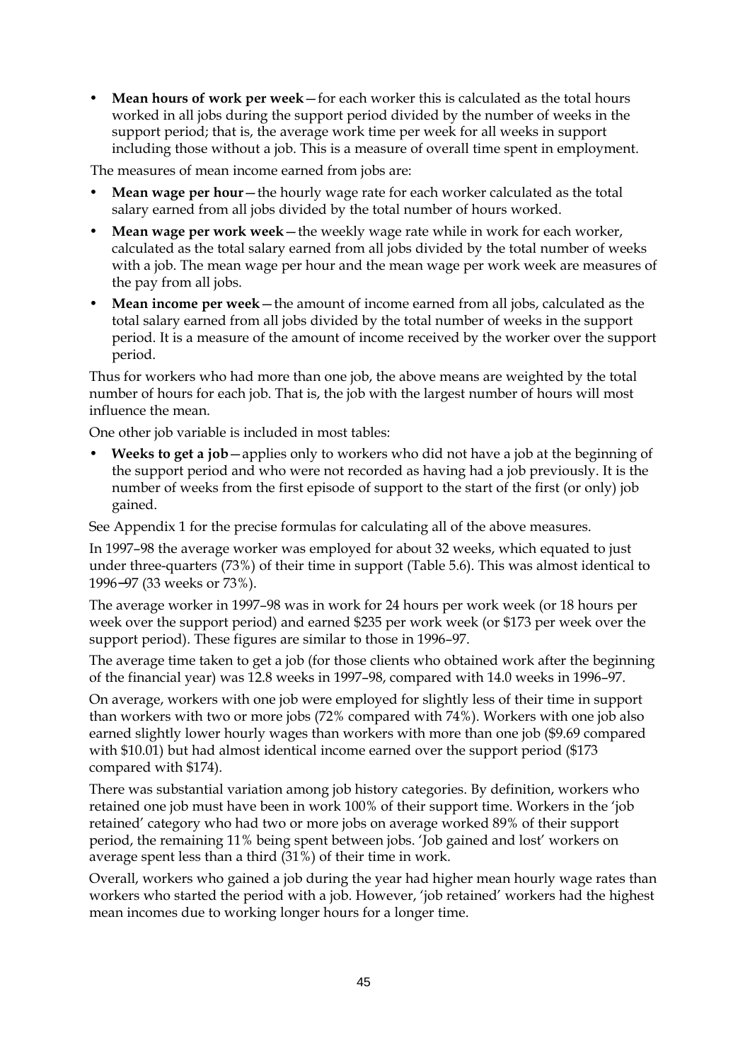- **Mean hours of work per week**—for each worker this is calculated as the total hours worked in all jobs during the support period divided by the number of weeks in the support period; that is, the average work time per week for all weeks in support including those without a job. This is a measure of overall time spent in employment.

The measures of mean income earned from jobs are:

- **Mean wage per hour**—the hourly wage rate for each worker calculated as the total salary earned from all jobs divided by the total number of hours worked.
- **Mean wage per work week**—the weekly wage rate while in work for each worker, calculated as the total salary earned from all jobs divided by the total number of weeks with a job. The mean wage per hour and the mean wage per work week are measures of the pay from all jobs.
- **Mean income per week**—the amount of income earned from all jobs, calculated as the total salary earned from all jobs divided by the total number of weeks in the support period. It is a measure of the amount of income received by the worker over the support period.

Thus for workers who had more than one job, the above means are weighted by the total number of hours for each job. That is, the job with the largest number of hours will most influence the mean.

One other job variable is included in most tables:

- **Weeks to get a job**—applies only to workers who did not have a job at the beginning of the support period and who were not recorded as having had a job previously. It is the number of weeks from the first episode of support to the start of the first (or only) job gained.

See Appendix 1 for the precise formulas for calculating all of the above measures.

In 1997–98 the average worker was employed for about 32 weeks, which equated to just under three-quarters (73%) of their time in support (Table 5.6). This was almost identical to 1996–97 (33 weeks or 73%).

The average worker in 1997–98 was in work for 24 hours per work week (or 18 hours per week over the support period) and earned $235 per work week (or $173 per week over the support period). These figures are similar to those in 1996–97.

The average time taken to get a job (for those clients who obtained work after the beginning of the financial year) was 12.8 weeks in 1997–98, compared with 14.0 weeks in 1996–97.

On average, workers with one job were employed for slightly less of their time in support than workers with two or more jobs (72% compared with 74%). Workers with one job also earned slightly lower hourly wages than workers with more than one job ($9.69 compared with $10.01) but had almost identical income earned over the support period ($173 compared with $174).

There was substantial variation among job history categories. By definition, workers who retained one job must have been in work 100% of their support time. Workers in the 'job retained' category who had two or more jobs on average worked 89% of their support period, the remaining 11% being spent between jobs. 'Job gained and lost' workers on average spent less than a third (31%) of their time in work.

Overall, workers who gained a job during the year had higher mean hourly wage rates than workers who started the period with a job. However, 'job retained' workers had the highest mean incomes due to working longer hours for a longer time.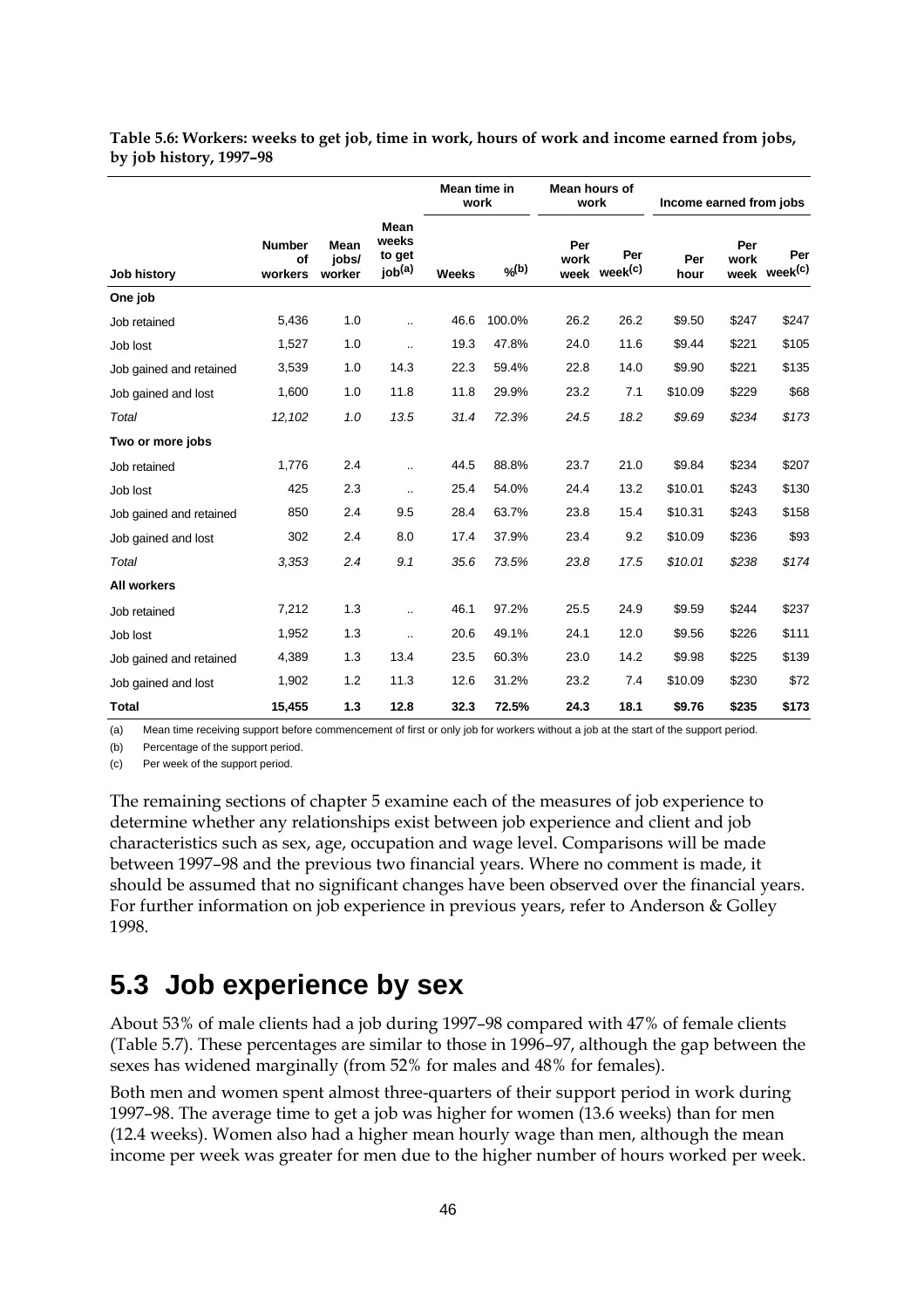**Table 5.6: Workers: weeks to get job, time in work, hours of work and income earned from jobs, by job history, 1997–98**

| Job history | Number of workers | Mean jobs/ worker | Mean weeks to get job(a) | Mean time in work | | Mean hours of work | | Income earned from jobs | | |
|---|---|---|---|---|---|---|---|---|---|---|
| | | | | Weeks | %(b) | Per work week | Per week(c) | Per hour | Per work week | Per week(c) |
| **One job** | | | | | | | | | | |
| Job retained | 5,436 | 1.0 | .. | 46.6 | 100.0% | 26.2 | 26.2 | $9.50 | $247 | $247 |
| Job lost | 1,527 | 1.0 | .. | 19.3 | 47.8% | 24.0 | 11.6 | $9.44 | $221 | $105 |
| Job gained and retained | 3,539 | 1.0 | 14.3 | 22.3 | 59.4% | 22.8 | 14.0 | $9.90 | $221 | $135 |
| Job gained and lost | 1,600 | 1.0 | 11.8 | 11.8 | 29.9% | 23.2 | 7.1 | $10.09 | $229 | $68 |
| *Total* | *12,102* | *1.0* | *13.5* | *31.4* | *72.3%* | *24.5* | *18.2* | *$9.69* | *$234* | *$173* |
| **Two or more jobs** | | | | | | | | | | |
| Job retained | 1,776 | 2.4 | .. | 44.5 | 88.8% | 23.7 | 21.0 | $9.84 | $234 | $207 |
| Job lost | 425 | 2.3 | .. | 25.4 | 54.0% | 24.4 | 13.2 | $10.01 | $243 | $130 |
| Job gained and retained | 850 | 2.4 | 9.5 | 28.4 | 63.7% | 23.8 | 15.4 | $10.31 | $243 | $158 |
| Job gained and lost | 302 | 2.4 | 8.0 | 17.4 | 37.9% | 23.4 | 9.2 | $10.09 | $236 | $93 |
| *Total* | *3,353* | *2.4* | *9.1* | *35.6* | *73.5%* | *23.8* | *17.5* | *$10.01* | *$238* | *$174* |
| **All workers** | | | | | | | | | | |
| Job retained | 7,212 | 1.3 | .. | 46.1 | 97.2% | 25.5 | 24.9 | $9.59 | $244 | $237 |
| Job lost | 1,952 | 1.3 | .. | 20.6 | 49.1% | 24.1 | 12.0 | $9.56 | $226 | $111 |
| Job gained and retained | 4,389 | 1.3 | 13.4 | 23.5 | 60.3% | 23.0 | 14.2 | $9.98 | $225 | $139 |
| Job gained and lost | 1,902 | 1.2 | 11.3 | 12.6 | 31.2% | 23.2 | 7.4 | $10.09 | $230 | $72 |
| **Total** | **15,455** | **1.3** | **12.8** | **32.3** | **72.5%** | **24.3** | **18.1** | **$9.76** | **$235** | **$173** |

(a) Mean time receiving support before commencement of first or only job for workers without a job at the start of the support period.

(b) Percentage of the support period.

(c) Per week of the support period.

The remaining sections of chapter 5 examine each of the measures of job experience to determine whether any relationships exist between job experience and client and job characteristics such as sex, age, occupation and wage level. Comparisons will be made between 1997–98 and the previous two financial years. Where no comment is made, it should be assumed that no significant changes have been observed over the financial years. For further information on job experience in previous years, refer to Anderson & Golley 1998.

## 5.3 Job experience by sex

About 53% of male clients had a job during 1997–98 compared with 47% of female clients (Table 5.7). These percentages are similar to those in 1996–97, although the gap between the sexes has widened marginally (from 52% for males and 48% for females).

Both men and women spent almost three-quarters of their support period in work during 1997–98. The average time to get a job was higher for women (13.6 weeks) than for men (12.4 weeks). Women also had a higher mean hourly wage than men, although the mean income per week was greater for men due to the higher number of hours worked per week.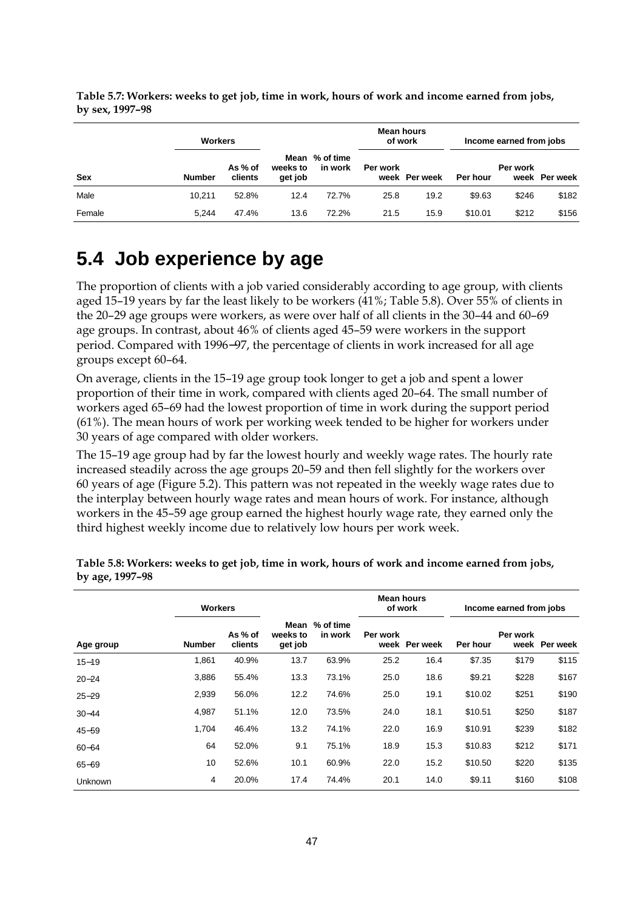**Table 5.7: Workers: weeks to get job, time in work, hours of work and income earned from jobs, by sex, 1997–98**

| Sex | Workers | | Mean weeks to get job | % of time in work | Mean hours of work | | Income earned from jobs | | |
|---|---|---|---|---|---|---|---|---|---|
| | Number | As % of clients | | | Per work week | Per week | Per hour | Per work week | Per week |
| Male | 10,211 | 52.8% | 12.4 | 72.7% | 25.8 | 19.2 | $9.63 | $246 | $182 |
| Female | 5,244 | 47.4% | 13.6 | 72.2% | 21.5 | 15.9 | $10.01 | $212 | $156 |

## 5.4 Job experience by age

The proportion of clients with a job varied considerably according to age group, with clients aged 15–19 years by far the least likely to be workers (41%; Table 5.8). Over 55% of clients in the 20–29 age groups were workers, as were over half of all clients in the 30–44 and 60–69 age groups. In contrast, about 46% of clients aged 45–59 were workers in the support period. Compared with 1996–97, the percentage of clients in work increased for all age groups except 60–64.

On average, clients in the 15–19 age group took longer to get a job and spent a lower proportion of their time in work, compared with clients aged 20–64. The small number of workers aged 65–69 had the lowest proportion of time in work during the support period (61%). The mean hours of work per working week tended to be higher for workers under 30 years of age compared with older workers.

The 15–19 age group had by far the lowest hourly and weekly wage rates. The hourly rate increased steadily across the age groups 20–59 and then fell slightly for the workers over 60 years of age (Figure 5.2). This pattern was not repeated in the weekly wage rates due to the interplay between hourly wage rates and mean hours of work. For instance, although workers in the 45–59 age group earned the highest hourly wage rate, they earned only the third highest weekly income due to relatively low hours per work week.

**Table 5.8: Workers: weeks to get job, time in work, hours of work and income earned from jobs, by age, 1997–98**

| Age group | Workers | | Mean weeks to get job | % of time in work | Mean hours of work | | Income earned from jobs | | |
|---|---|---|---|---|---|---|---|---|---|
| | Number | As % of clients | | | Per work week | Per week | Per hour | Per work week | Per week |
| 15–19 | 1,861 | 40.9% | 13.7 | 63.9% | 25.2 | 16.4 | $7.35 | $179 | $115 |
| 20–24 | 3,886 | 55.4% | 13.3 | 73.1% | 25.0 | 18.6 | $9.21 | $228 | $167 |
| 25–29 | 2,939 | 56.0% | 12.2 | 74.6% | 25.0 | 19.1 | $10.02 | $251 | $190 |
| 30–44 | 4,987 | 51.1% | 12.0 | 73.5% | 24.0 | 18.1 | $10.51 | $250 | $187 |
| 45–59 | 1,704 | 46.4% | 13.2 | 74.1% | 22.0 | 16.9 | $10.91 | $239 | $182 |
| 60–64 | 64 | 52.0% | 9.1 | 75.1% | 18.9 | 15.3 | $10.83 | $212 | $171 |
| 65–69 | 10 | 52.6% | 10.1 | 60.9% | 22.0 | 15.2 | $10.50 | $220 | $135 |
| Unknown | 4 | 20.0% | 17.4 | 74.4% | 20.1 | 14.0 | $9.11 | $160 | $108 |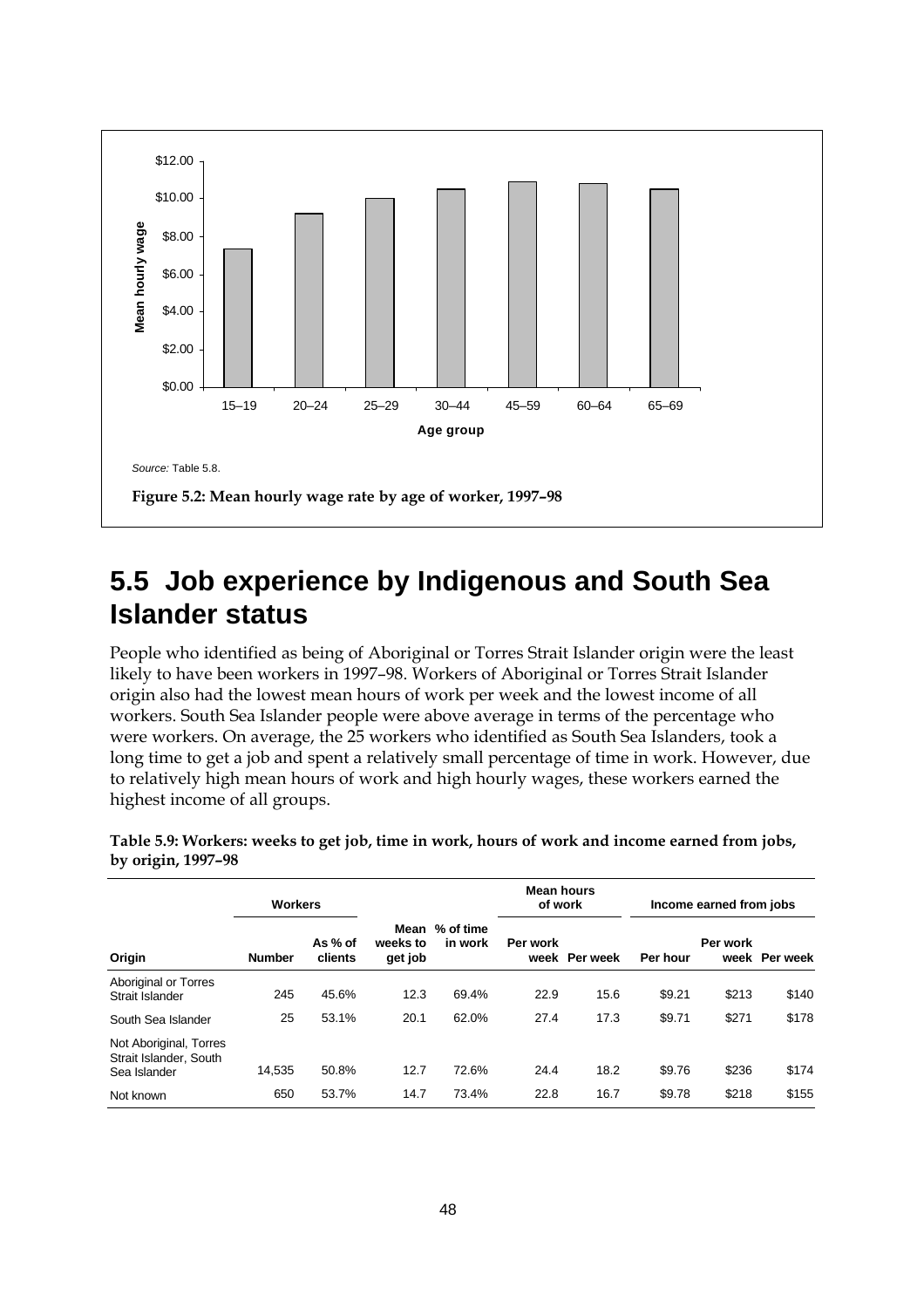Source: Table 5.8.

**Figure 5.2: Mean hourly wage rate by age of worker, 1997–98**

## 5.5 Job experience by Indigenous and South Sea Islander status

People who identified as being of Aboriginal or Torres Strait Islander origin were the least likely to have been workers in 1997–98. Workers of Aboriginal or Torres Strait Islander origin also had the lowest mean hours of work per week and the lowest income of all workers. South Sea Islander people were above average in terms of the percentage who were workers. On average, the 25 workers who identified as South Sea Islanders, took a long time to get a job and spent a relatively small percentage of time in work. However, due to relatively high mean hours of work and high hourly wages, these workers earned the highest income of all groups.

**Table 5.9: Workers: weeks to get job, time in work, hours of work and income earned from jobs, by origin, 1997–98**

| | Workers | | | | Mean hours of work | | Income earned from jobs | | |
|---|---|---|---|---|---|---|---|---|---|
| Origin | Number | As % of clients | Mean weeks to get job | % of time in work | Per work week | Per week | Per hour | Per work week | Per week |
| Aboriginal or Torres Strait Islander | 245 | 45.6% | 12.3 | 69.4% | 22.9 | 15.6 | $9.21 | $213 | $140 |
| South Sea Islander | 25 | 53.1% | 20.1 | 62.0% | 27.4 | 17.3 | $9.71 | $271 | $178 |
| Not Aboriginal, Torres Strait Islander, South Sea Islander | 14,535 | 50.8% | 12.7 | 72.6% | 24.4 | 18.2 | $9.76 | $236 | $174 |
| Not known | 650 | 53.7% | 14.7 | 73.4% | 22.8 | 16.7 | $9.78 | $218 | $155 |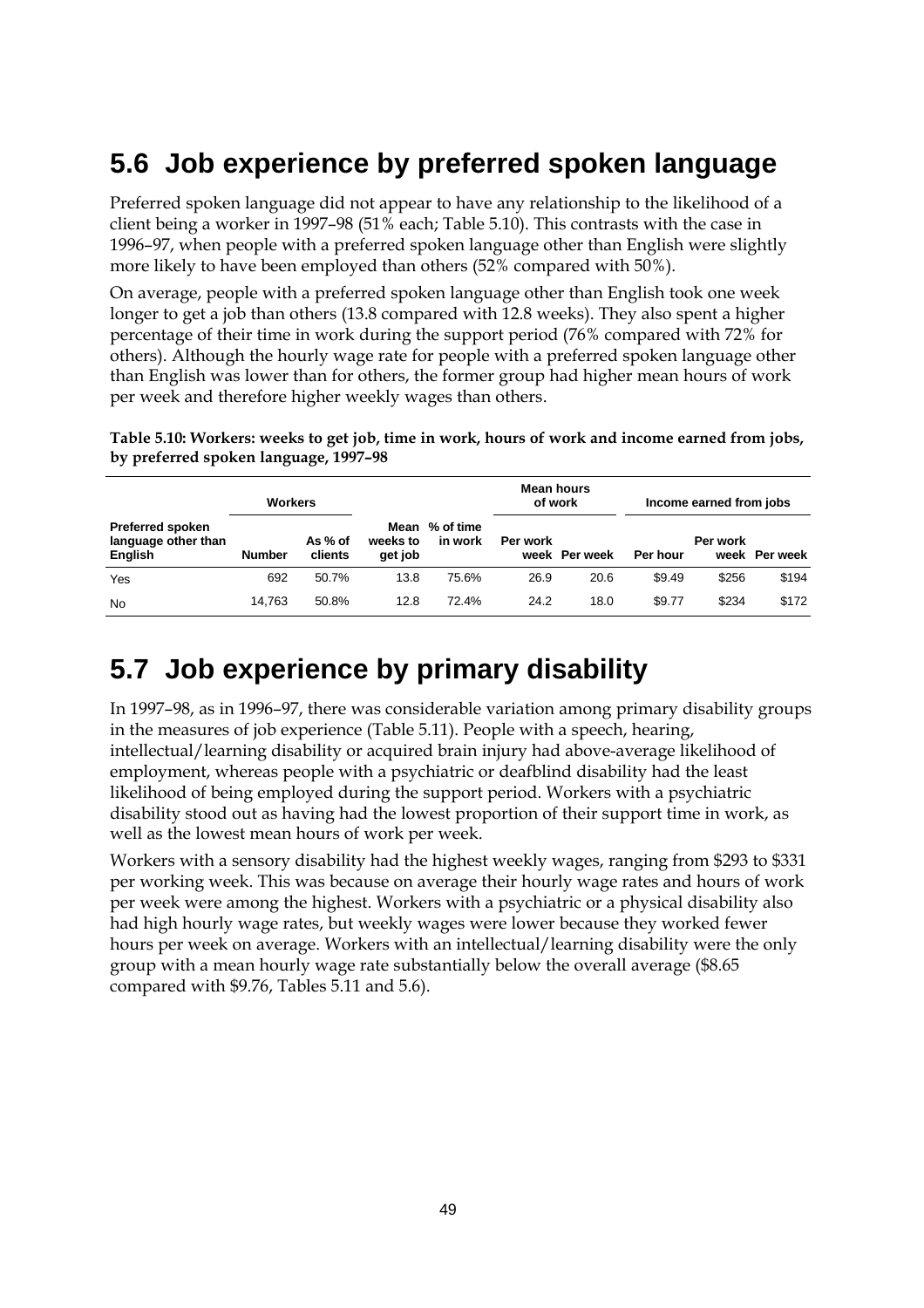## 5.6 Job experience by preferred spoken language

Preferred spoken language did not appear to have any relationship to the likelihood of a client being a worker in 1997–98 (51% each; Table 5.10). This contrasts with the case in 1996–97, when people with a preferred spoken language other than English were slightly more likely to have been employed than others (52% compared with 50%).

On average, people with a preferred spoken language other than English took one week longer to get a job than others (13.8 compared with 12.8 weeks). They also spent a higher percentage of their time in work during the support period (76% compared with 72% for others). Although the hourly wage rate for people with a preferred spoken language other than English was lower than for others, the former group had higher mean hours of work per week and therefore higher weekly wages than others.

**Table 5.10: Workers: weeks to get job, time in work, hours of work and income earned from jobs, by preferred spoken language, 1997–98**

| | Workers | | | | Mean hours of work | | Income earned from jobs | | |
|---|---|---|---|---|---|---|---|---|---|
| **Preferred spoken language other than English** | **Number** | **As % of clients** | **Mean weeks to get job** | **% of time in work** | **Per work week** | **Per week** | **Per hour** | **Per work week** | **Per week** |
| Yes | 692 | 50.7% | 13.8 | 75.6% | 26.9 | 20.6 | $9.49 | $256 | $194 |
| No | 14,763 | 50.8% | 12.8 | 72.4% | 24.2 | 18.0 | $9.77 | $234 | $172 |

## 5.7 Job experience by primary disability

In 1997–98, as in 1996–97, there was considerable variation among primary disability groups in the measures of job experience (Table 5.11). People with a speech, hearing, intellectual/learning disability or acquired brain injury had above-average likelihood of employment, whereas people with a psychiatric or deafblind disability had the least likelihood of being employed during the support period. Workers with a psychiatric disability stood out as having had the lowest proportion of their support time in work, as well as the lowest mean hours of work per week.

Workers with a sensory disability had the highest weekly wages, ranging from $293 to $331 per working week. This was because on average their hourly wage rates and hours of work per week were among the highest. Workers with a psychiatric or a physical disability also had high hourly wage rates, but weekly wages were lower because they worked fewer hours per week on average. Workers with an intellectual/learning disability were the only group with a mean hourly wage rate substantially below the overall average ($8.65 compared with $9.76, Tables 5.11 and 5.6).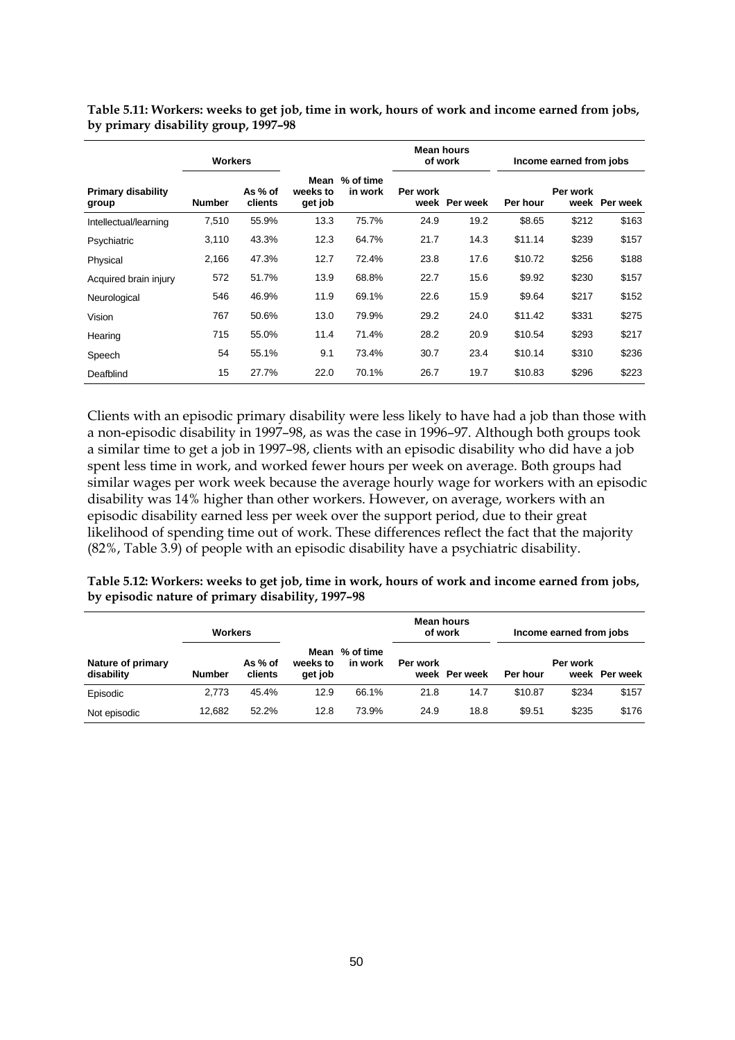**Table 5.11: Workers: weeks to get job, time in work, hours of work and income earned from jobs, by primary disability group, 1997–98**

| | Workers | | | | Mean hours of work | | Income earned from jobs | | |
|---|---|---|---|---|---|---|---|---|---|
| Primary disability group | Number | As % of clients | Mean weeks to get job | % of time in work | Per work week | Per week | Per hour | Per work week | Per week |
| Intellectual/learning | 7,510 | 55.9% | 13.3 | 75.7% | 24.9 | 19.2 | $8.65 | $212 | $163 |
| Psychiatric | 3,110 | 43.3% | 12.3 | 64.7% | 21.7 | 14.3 | $11.14 | $239 | $157 |
| Physical | 2,166 | 47.3% | 12.7 | 72.4% | 23.8 | 17.6 | $10.72 | $256 | $188 |
| Acquired brain injury | 572 | 51.7% | 13.9 | 68.8% | 22.7 | 15.6 | $9.92 | $230 | $157 |
| Neurological | 546 | 46.9% | 11.9 | 69.1% | 22.6 | 15.9 | $9.64 | $217 | $152 |
| Vision | 767 | 50.6% | 13.0 | 79.9% | 29.2 | 24.0 | $11.42 | $331 | $275 |
| Hearing | 715 | 55.0% | 11.4 | 71.4% | 28.2 | 20.9 | $10.54 | $293 | $217 |
| Speech | 54 | 55.1% | 9.1 | 73.4% | 30.7 | 23.4 | $10.14 | $310 | $236 |
| Deafblind | 15 | 27.7% | 22.0 | 70.1% | 26.7 | 19.7 | $10.83 | $296 | $223 |

Clients with an episodic primary disability were less likely to have had a job than those with a non-episodic disability in 1997–98, as was the case in 1996–97. Although both groups took a similar time to get a job in 1997–98, clients with an episodic disability who did have a job spent less time in work, and worked fewer hours per week on average. Both groups had similar wages per work week because the average hourly wage for workers with an episodic disability was 14% higher than other workers. However, on average, workers with an episodic disability earned less per week over the support period, due to their great likelihood of spending time out of work. These differences reflect the fact that the majority (82%, Table 3.9) of people with an episodic disability have a psychiatric disability.

**Table 5.12: Workers: weeks to get job, time in work, hours of work and income earned from jobs, by episodic nature of primary disability, 1997–98**

| | Workers | | | | Mean hours of work | | Income earned from jobs | | |
|---|---|---|---|---|---|---|---|---|---|
| Nature of primary disability | Number | As % of clients | Mean weeks to get job | % of time in work | Per work week | Per week | Per hour | Per work week | Per week |
| Episodic | 2,773 | 45.4% | 12.9 | 66.1% | 21.8 | 14.7 | $10.87 | $234 | $157 |
| Not episodic | 12,682 | 52.2% | 12.8 | 73.9% | 24.9 | 18.8 | $9.51 | $235 | $176 |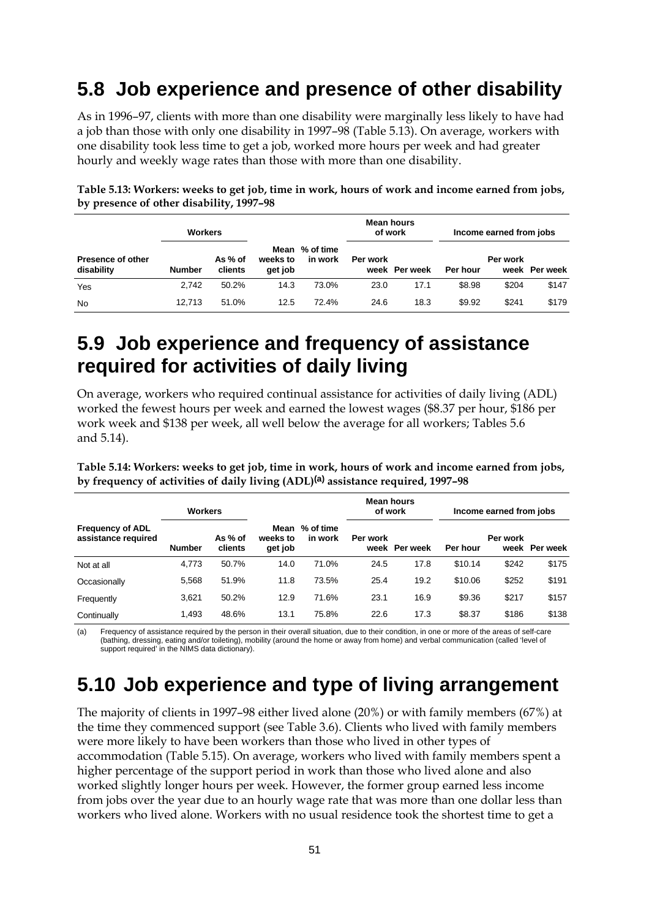## 5.8 Job experience and presence of other disability

As in 1996–97, clients with more than one disability were marginally less likely to have had a job than those with only one disability in 1997–98 (Table 5.13). On average, workers with one disability took less time to get a job, worked more hours per week and had greater hourly and weekly wage rates than those with more than one disability.

**Table 5.13: Workers: weeks to get job, time in work, hours of work and income earned from jobs, by presence of other disability, 1997–98**

| | Workers | | | | Mean hours of work | | Income earned from jobs | | |
|---|---|---|---|---|---|---|---|---|---|
| Presence of other disability | Number | As % of clients | Mean weeks to get job | % of time in work | Per work week | Per week | Per hour | Per work week | Per week |
| Yes | 2,742 | 50.2% | 14.3 | 73.0% | 23.0 | 17.1 | $8.98 | $204 | $147 |
| No | 12,713 | 51.0% | 12.5 | 72.4% | 24.6 | 18.3 | $9.92 | $241 | $179 |

## 5.9 Job experience and frequency of assistance required for activities of daily living

On average, workers who required continual assistance for activities of daily living (ADL) worked the fewest hours per week and earned the lowest wages ($8.37 per hour, $186 per work week and $138 per week, all well below the average for all workers; Tables 5.6 and 5.14).

**Table 5.14: Workers: weeks to get job, time in work, hours of work and income earned from jobs, by frequency of activities of daily living (ADL)[(a)] assistance required, 1997–98**

| | Workers | | | | Mean hours of work | | Income earned from jobs | | |
|---|---|---|---|---|---|---|---|---|---|
| Frequency of ADL assistance required | Number | As % of clients | Mean weeks to get job | % of time in work | Per work week | Per week | Per hour | Per work week | Per week |
| Not at all | 4,773 | 50.7% | 14.0 | 71.0% | 24.5 | 17.8 | $10.14 | $242 | $175 |
| Occasionally | 5,568 | 51.9% | 11.8 | 73.5% | 25.4 | 19.2 | $10.06 | $252 | $191 |
| Frequently | 3,621 | 50.2% | 12.9 | 71.6% | 23.1 | 16.9 | $9.36 | $217 | $157 |
| Continually | 1,493 | 48.6% | 13.1 | 75.8% | 22.6 | 17.3 | $8.37 | $186 | $138 |

(a) Frequency of assistance required by the person in their overall situation, due to their condition, in one or more of the areas of self-care (bathing, dressing, eating and/or toileting), mobility (around the home or away from home) and verbal communication (called 'level of support required' in the NIMS data dictionary).

## 5.10 Job experience and type of living arrangement

The majority of clients in 1997–98 either lived alone (20%) or with family members (67%) at the time they commenced support (see Table 3.6). Clients who lived with family members were more likely to have been workers than those who lived in other types of accommodation (Table 5.15). On average, workers who lived with family members spent a higher percentage of the support period in work than those who lived alone and also worked slightly longer hours per week. However, the former group earned less income from jobs over the year due to an hourly wage rate that was more than one dollar less than workers who lived alone. Workers with no usual residence took the shortest time to get a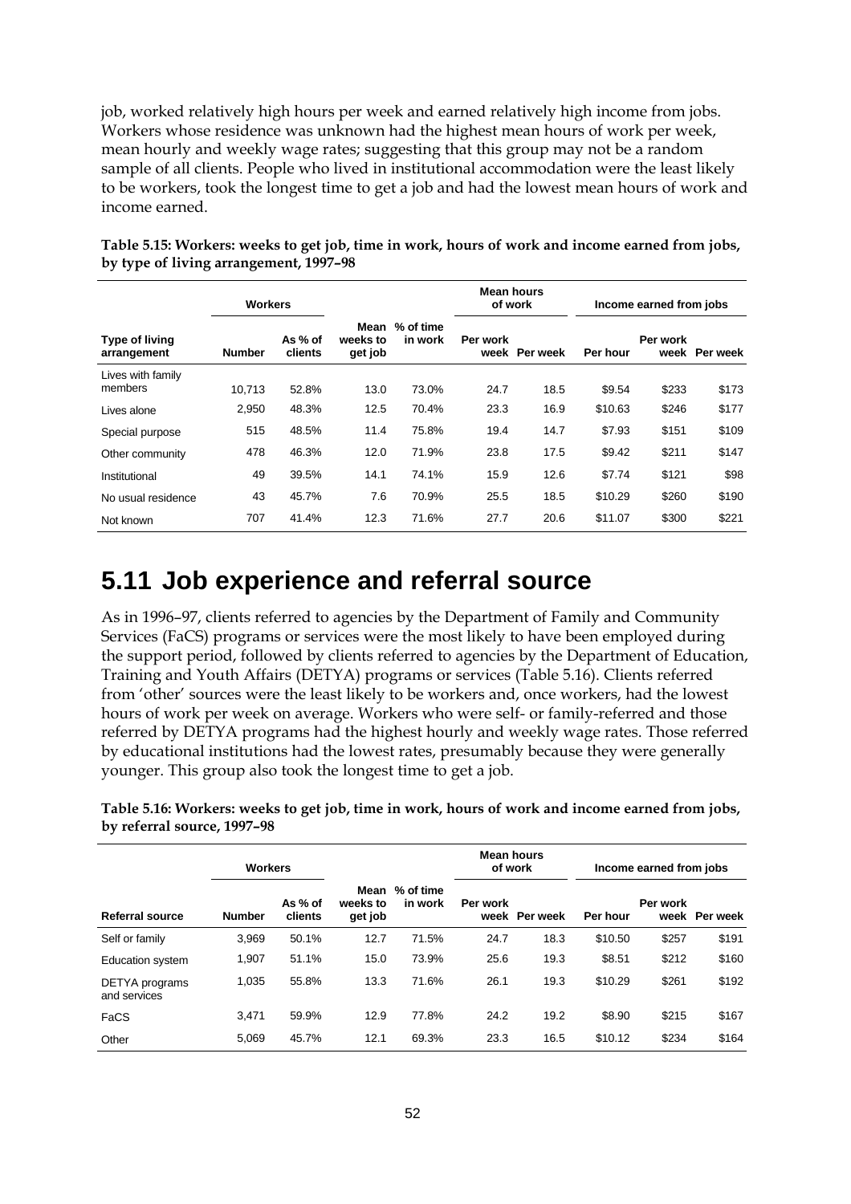job, worked relatively high hours per week and earned relatively high income from jobs. Workers whose residence was unknown had the highest mean hours of work per week, mean hourly and weekly wage rates; suggesting that this group may not be a random sample of all clients. People who lived in institutional accommodation were the least likely to be workers, took the longest time to get a job and had the lowest mean hours of work and income earned.

**Table 5.15: Workers: weeks to get job, time in work, hours of work and income earned from jobs, by type of living arrangement, 1997–98**

| | Workers | | | | Mean hours of work | | Income earned from jobs | | |
|---|---|---|---|---|---|---|---|---|---|
| Type of living arrangement | Number | As % of clients | Mean weeks to get job | % of time in work | Per work week | Per week | Per hour | Per work week | Per week |
| Lives with family members | 10,713 | 52.8% | 13.0 | 73.0% | 24.7 | 18.5 | $9.54 | $233 | $173 |
| Lives alone | 2,950 | 48.3% | 12.5 | 70.4% | 23.3 | 16.9 | $10.63 | $246 | $177 |
| Special purpose | 515 | 48.5% | 11.4 | 75.8% | 19.4 | 14.7 | $7.93 | $151 | $109 |
| Other community | 478 | 46.3% | 12.0 | 71.9% | 23.8 | 17.5 | $9.42 | $211 | $147 |
| Institutional | 49 | 39.5% | 14.1 | 74.1% | 15.9 | 12.6 | $7.74 | $121 | $98 |
| No usual residence | 43 | 45.7% | 7.6 | 70.9% | 25.5 | 18.5 | $10.29 | $260 | $190 |
| Not known | 707 | 41.4% | 12.3 | 71.6% | 27.7 | 20.6 | $11.07 | $300 | $221 |

## 5.11 Job experience and referral source

As in 1996–97, clients referred to agencies by the Department of Family and Community Services (FaCS) programs or services were the most likely to have been employed during the support period, followed by clients referred to agencies by the Department of Education, Training and Youth Affairs (DETYA) programs or services (Table 5.16). Clients referred from 'other' sources were the least likely to be workers and, once workers, had the lowest hours of work per week on average. Workers who were self- or family-referred and those referred by DETYA programs had the highest hourly and weekly wage rates. Those referred by educational institutions had the lowest rates, presumably because they were generally younger. This group also took the longest time to get a job.

**Table 5.16: Workers: weeks to get job, time in work, hours of work and income earned from jobs, by referral source, 1997–98**

| | Workers | | | | Mean hours of work | | Income earned from jobs | | |
|---|---|---|---|---|---|---|---|---|---|
| Referral source | Number | As % of clients | Mean weeks to get job | % of time in work | Per work week | Per week | Per hour | Per work week | Per week |
| Self or family | 3,969 | 50.1% | 12.7 | 71.5% | 24.7 | 18.3 | $10.50 | $257 | $191 |
| Education system | 1,907 | 51.1% | 15.0 | 73.9% | 25.6 | 19.3 | $8.51 | $212 | $160 |
| DETYA programs and services | 1,035 | 55.8% | 13.3 | 71.6% | 26.1 | 19.3 | $10.29 | $261 | $192 |
| FaCS | 3,471 | 59.9% | 12.9 | 77.8% | 24.2 | 19.2 | $8.90 | $215 | $167 |
| Other | 5,069 | 45.7% | 12.1 | 69.3% | 23.3 | 16.5 | $10.12 | $234 | $164 |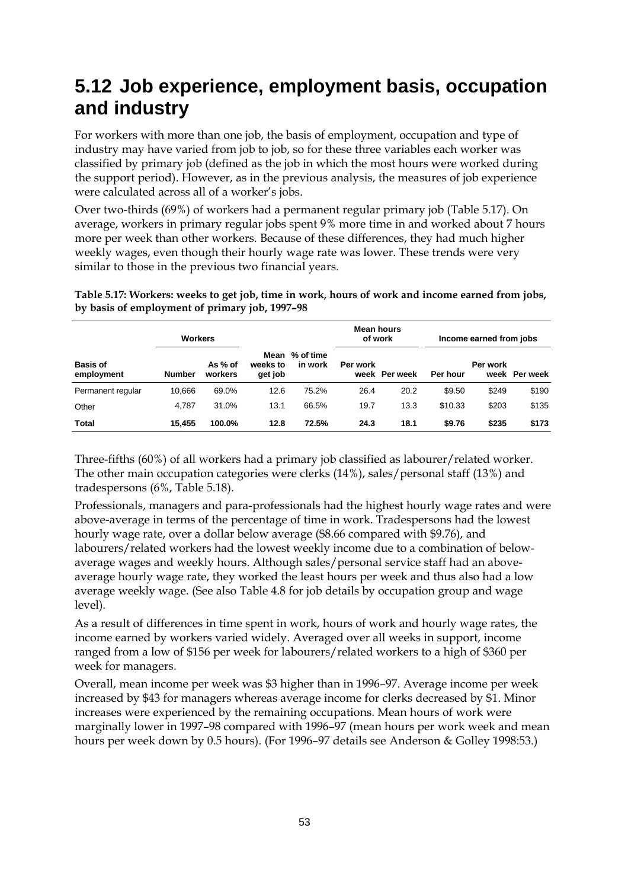## 5.12 Job experience, employment basis, occupation and industry

For workers with more than one job, the basis of employment, occupation and type of industry may have varied from job to job, so for these three variables each worker was classified by primary job (defined as the job in which the most hours were worked during the support period). However, as in the previous analysis, the measures of job experience were calculated across all of a worker's jobs.

Over two-thirds (69%) of workers had a permanent regular primary job (Table 5.17). On average, workers in primary regular jobs spent 9% more time in and worked about 7 hours more per week than other workers. Because of these differences, they had much higher weekly wages, even though their hourly wage rate was lower. These trends were very similar to those in the previous two financial years.

**Table 5.17: Workers: weeks to get job, time in work, hours of work and income earned from jobs, by basis of employment of primary job, 1997–98**

| Basis of employment | Workers | | Mean weeks to get job | % of time in work | Mean hours of work | | Income earned from jobs | | |
|---|---|---|---|---|---|---|---|---|---|
| | Number | As % of workers | | | Per work week | Per week | Per hour | Per work week | Per week |
| Permanent regular | 10,666 | 69.0% | 12.6 | 75.2% | 26.4 | 20.2 | $9.50 | $249 | $190 |
| Other | 4,787 | 31.0% | 13.1 | 66.5% | 19.7 | 13.3 | $10.33 | $203 | $135 |
| **Total** | **15,455** | **100.0%** | **12.8** | **72.5%** | **24.3** | **18.1** | **$9.76** | **$235** | **$173** |

Three-fifths (60%) of all workers had a primary job classified as labourer/related worker. The other main occupation categories were clerks (14%), sales/personal staff (13%) and tradespersons (6%, Table 5.18).

Professionals, managers and para-professionals had the highest hourly wage rates and were above-average in terms of the percentage of time in work. Tradespersons had the lowest hourly wage rate, over a dollar below average ($8.66 compared with $9.76), and labourers/related workers had the lowest weekly income due to a combination of below-average wages and weekly hours. Although sales/personal service staff had an above-average hourly wage rate, they worked the least hours per week and thus also had a low average weekly wage. (See also Table 4.8 for job details by occupation group and wage level).

As a result of differences in time spent in work, hours of work and hourly wage rates, the income earned by workers varied widely. Averaged over all weeks in support, income ranged from a low of $156 per week for labourers/related workers to a high of $360 per week for managers.

Overall, mean income per week was $3 higher than in 1996–97. Average income per week increased by $43 for managers whereas average income for clerks decreased by $1. Minor increases were experienced by the remaining occupations. Mean hours of work were marginally lower in 1997–98 compared with 1996–97 (mean hours per work week and mean hours per week down by 0.5 hours). (For 1996–97 details see Anderson & Golley 1998:53.)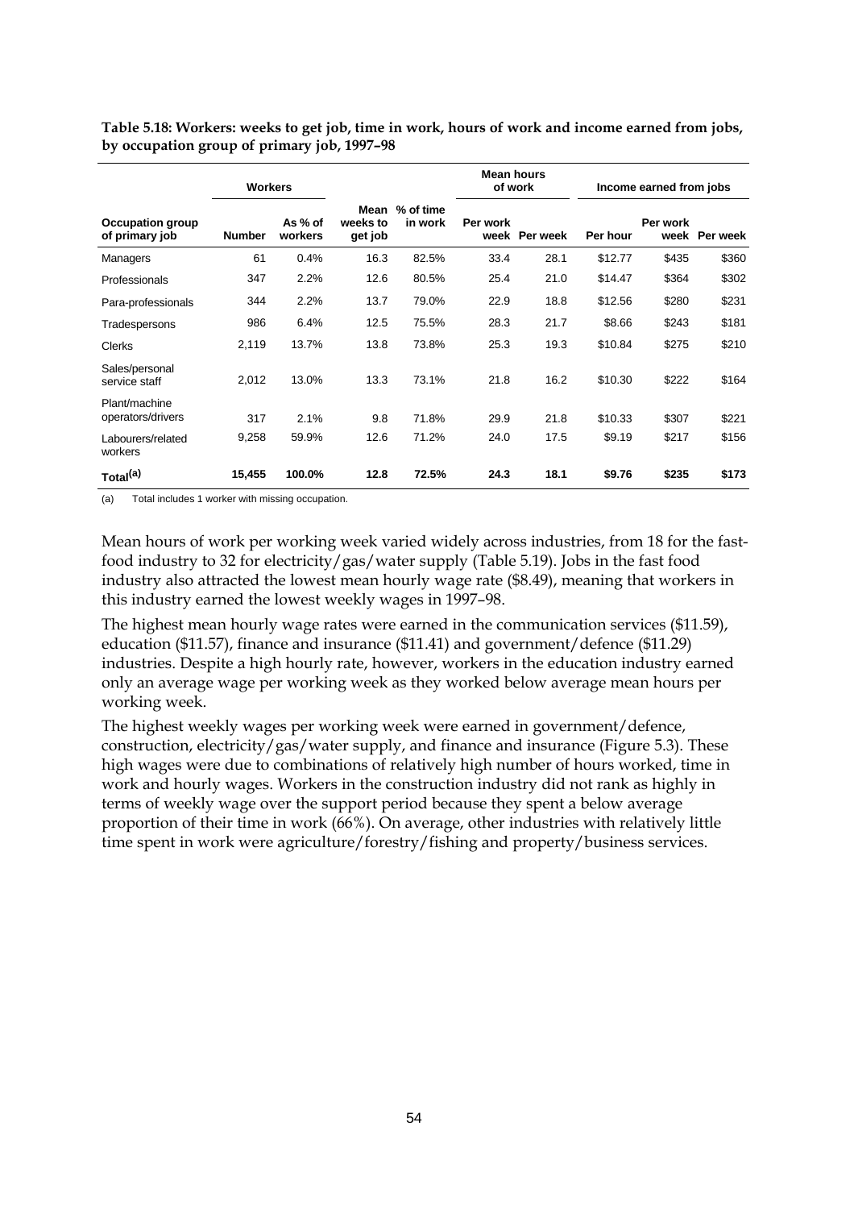**Table 5.18: Workers: weeks to get job, time in work, hours of work and income earned from jobs, by occupation group of primary job, 1997–98**

| | Workers | | | | Mean hours of work | | Income earned from jobs | | |
|---|---|---|---|---|---|---|---|---|---|
| **Occupation group of primary job** | **Number** | **As % of workers** | **Mean weeks to get job** | **% of time in work** | **Per work week** | **Per week** | **Per hour** | **Per work week** | **Per week** |
| Managers | 61 | 0.4% | 16.3 | 82.5% | 33.4 | 28.1 | $12.77 | $435 | $360 |
| Professionals | 347 | 2.2% | 12.6 | 80.5% | 25.4 | 21.0 | $14.47 | $364 | $302 |
| Para-professionals | 344 | 2.2% | 13.7 | 79.0% | 22.9 | 18.8 | $12.56 | $280 | $231 |
| Tradespersons | 986 | 6.4% | 12.5 | 75.5% | 28.3 | 21.7 | $8.66 | $243 | $181 |
| Clerks | 2,119 | 13.7% | 13.8 | 73.8% | 25.3 | 19.3 | $10.84 | $275 | $210 |
| Sales/personal service staff | 2,012 | 13.0% | 13.3 | 73.1% | 21.8 | 16.2 | $10.30 | $222 | $164 |
| Plant/machine operators/drivers | 317 | 2.1% | 9.8 | 71.8% | 29.9 | 21.8 | $10.33 | $307 | $221 |
| Labourers/related workers | 9,258 | 59.9% | 12.6 | 71.2% | 24.0 | 17.5 | $9.19 | $217 | $156 |
| **Total[(a)]** | **15,455** | **100.0%** | **12.8** | **72.5%** | **24.3** | **18.1** | **$9.76** | **$235** | **$173** |

(a) Total includes 1 worker with missing occupation.

Mean hours of work per working week varied widely across industries, from 18 for the fast-food industry to 32 for electricity/gas/water supply (Table 5.19). Jobs in the fast food industry also attracted the lowest mean hourly wage rate ($8.49), meaning that workers in this industry earned the lowest weekly wages in 1997–98.

The highest mean hourly wage rates were earned in the communication services ($11.59), education ($11.57), finance and insurance ($11.41) and government/defence ($11.29) industries. Despite a high hourly rate, however, workers in the education industry earned only an average wage per working week as they worked below average mean hours per working week.

The highest weekly wages per working week were earned in government/defence, construction, electricity/gas/water supply, and finance and insurance (Figure 5.3). These high wages were due to combinations of relatively high number of hours worked, time in work and hourly wages. Workers in the construction industry did not rank as highly in terms of weekly wage over the support period because they spent a below average proportion of their time in work (66%). On average, other industries with relatively little time spent in work were agriculture/forestry/fishing and property/business services.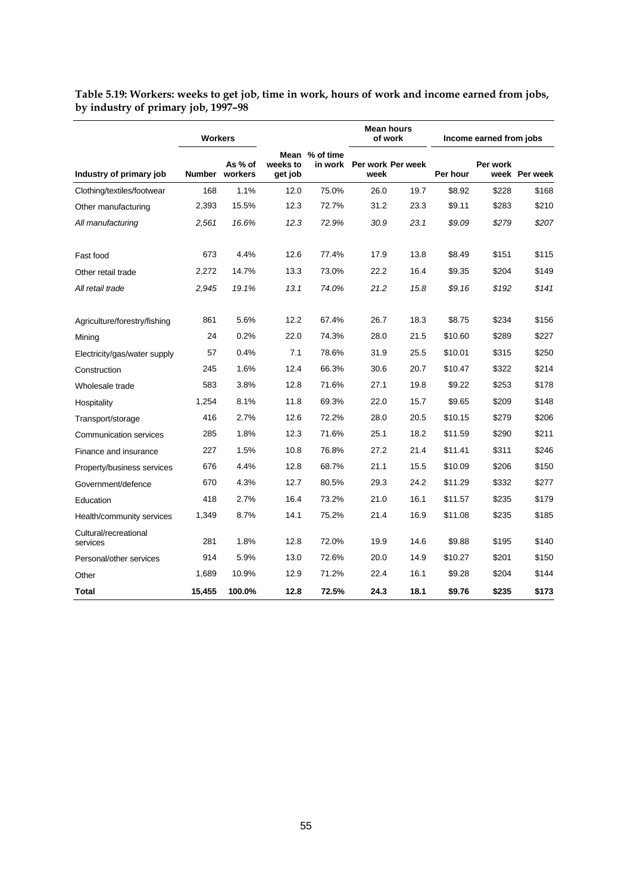**Table 5.19: Workers: weeks to get job, time in work, hours of work and income earned from jobs, by industry of primary job, 1997–98**

| | Workers | | | | Mean hours of work | | Income earned from jobs | | |
|---|---|---|---|---|---|---|---|---|---|
| **Industry of primary job** | **Number** | **As % of workers** | **Mean weeks to get job** | **% of time in work** | **Per work week** | **Per week** | **Per hour** | **Per work week** | **Per week** |
| Clothing/textiles/footwear | 168 | 1.1% | 12.0 | 75.0% | 26.0 | 19.7 | $8.92 | $228 | $168 |
| Other manufacturing | 2,393 | 15.5% | 12.3 | 72.7% | 31.2 | 23.3 | $9.11 | $283 | $210 |
| *All manufacturing* | *2,561* | *16.6%* | *12.3* | *72.9%* | *30.9* | *23.1* | *$9.09* | *$279* | *$207* |
| Fast food | 673 | 4.4% | 12.6 | 77.4% | 17.9 | 13.8 | $8.49 | $151 | $115 |
| Other retail trade | 2,272 | 14.7% | 13.3 | 73.0% | 22.2 | 16.4 | $9.35 | $204 | $149 |
| *All retail trade* | *2,945* | *19.1%* | *13.1* | *74.0%* | *21.2* | *15.8* | *$9.16* | *$192* | *$141* |
| Agriculture/forestry/fishing | 861 | 5.6% | 12.2 | 67.4% | 26.7 | 18.3 | $8.75 | $234 | $156 |
| Mining | 24 | 0.2% | 22.0 | 74.3% | 28.0 | 21.5 | $10.60 | $289 | $227 |
| Electricity/gas/water supply | 57 | 0.4% | 7.1 | 78.6% | 31.9 | 25.5 | $10.01 | $315 | $250 |
| Construction | 245 | 1.6% | 12.4 | 66.3% | 30.6 | 20.7 | $10.47 | $322 | $214 |
| Wholesale trade | 583 | 3.8% | 12.8 | 71.6% | 27.1 | 19.8 | $9.22 | $253 | $178 |
| Hospitality | 1,254 | 8.1% | 11.8 | 69.3% | 22.0 | 15.7 | $9.65 | $209 | $148 |
| Transport/storage | 416 | 2.7% | 12.6 | 72.2% | 28.0 | 20.5 | $10.15 | $279 | $206 |
| Communication services | 285 | 1.8% | 12.3 | 71.6% | 25.1 | 18.2 | $11.59 | $290 | $211 |
| Finance and insurance | 227 | 1.5% | 10.8 | 76.8% | 27.2 | 21.4 | $11.41 | $311 | $246 |
| Property/business services | 676 | 4.4% | 12.8 | 68.7% | 21.1 | 15.5 | $10.09 | $206 | $150 |
| Government/defence | 670 | 4.3% | 12.7 | 80.5% | 29.3 | 24.2 | $11.29 | $332 | $277 |
| Education | 418 | 2.7% | 16.4 | 73.2% | 21.0 | 16.1 | $11.57 | $235 | $179 |
| Health/community services | 1,349 | 8.7% | 14.1 | 75.2% | 21.4 | 16.9 | $11.08 | $235 | $185 |
| Cultural/recreational services | 281 | 1.8% | 12.8 | 72.0% | 19.9 | 14.6 | $9.88 | $195 | $140 |
| Personal/other services | 914 | 5.9% | 13.0 | 72.6% | 20.0 | 14.9 | $10.27 | $201 | $150 |
| Other | 1,689 | 10.9% | 12.9 | 71.2% | 22.4 | 16.1 | $9.28 | $204 | $144 |
| **Total** | **15,455** | **100.0%** | **12.8** | **72.5%** | **24.3** | **18.1** | **$9.76** | **$235** | **$173** |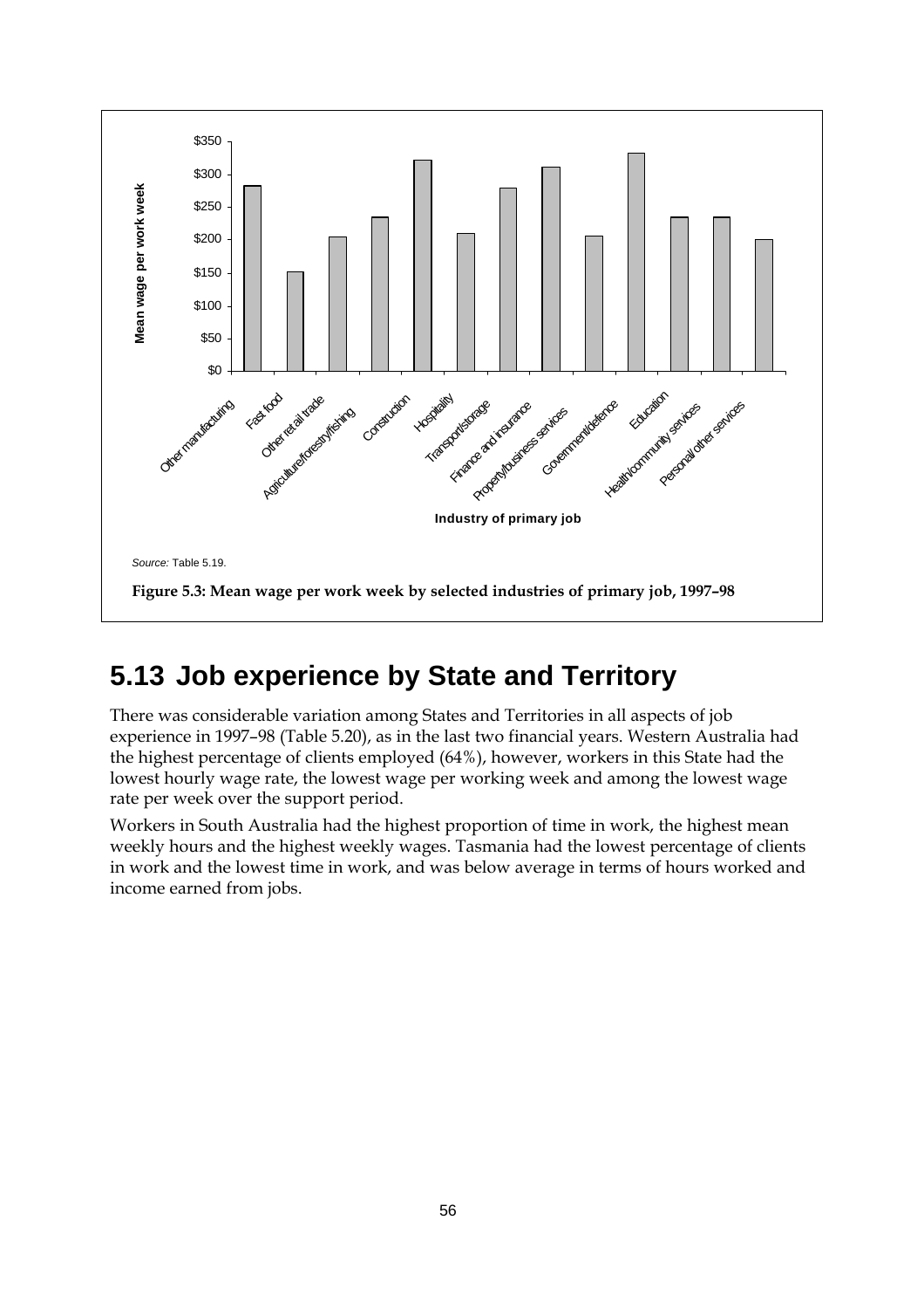Source: Table 5.19.

**Figure 5.3: Mean wage per work week by selected industries of primary job, 1997–98**

## 5.13 Job experience by State and Territory

There was considerable variation among States and Territories in all aspects of job experience in 1997–98 (Table 5.20), as in the last two financial years. Western Australia had the highest percentage of clients employed (64%), however, workers in this State had the lowest hourly wage rate, the lowest wage per working week and among the lowest wage rate per week over the support period.

Workers in South Australia had the highest proportion of time in work, the highest mean weekly hours and the highest weekly wages. Tasmania had the lowest percentage of clients in work and the lowest time in work, and was below average in terms of hours worked and income earned from jobs.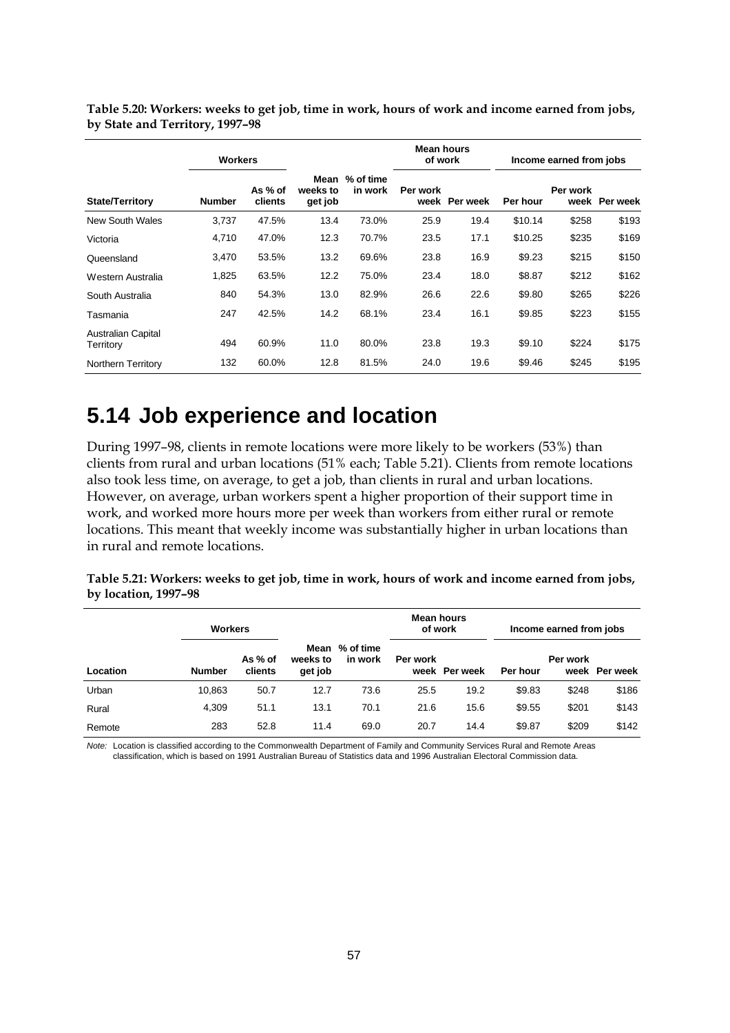**Table 5.20: Workers: weeks to get job, time in work, hours of work and income earned from jobs, by State and Territory, 1997–98**

| | Workers | | | | Mean hours of work | | Income earned from jobs | | |
|---|---|---|---|---|---|---|---|---|---|
| State/Territory | Number | As % of clients | Mean weeks to get job | % of time in work | Per work week | Per week | Per hour | Per work week | Per week |
| New South Wales | 3,737 | 47.5% | 13.4 | 73.0% | 25.9 | 19.4 | $10.14 | $258 | $193 |
| Victoria | 4,710 | 47.0% | 12.3 | 70.7% | 23.5 | 17.1 | $10.25 | $235 | $169 |
| Queensland | 3,470 | 53.5% | 13.2 | 69.6% | 23.8 | 16.9 | $9.23 | $215 | $150 |
| Western Australia | 1,825 | 63.5% | 12.2 | 75.0% | 23.4 | 18.0 | $8.87 | $212 | $162 |
| South Australia | 840 | 54.3% | 13.0 | 82.9% | 26.6 | 22.6 | $9.80 | $265 | $226 |
| Tasmania | 247 | 42.5% | 14.2 | 68.1% | 23.4 | 16.1 | $9.85 | $223 | $155 |
| Australian Capital Territory | 494 | 60.9% | 11.0 | 80.0% | 23.8 | 19.3 | $9.10 | $224 | $175 |
| Northern Territory | 132 | 60.0% | 12.8 | 81.5% | 24.0 | 19.6 | $9.46 | $245 | $195 |

# 5.14 Job experience and location

During 1997–98, clients in remote locations were more likely to be workers (53%) than clients from rural and urban locations (51% each; Table 5.21). Clients from remote locations also took less time, on average, to get a job, than clients in rural and urban locations. However, on average, urban workers spent a higher proportion of their support time in work, and worked more hours more per week than workers from either rural or remote locations. This meant that weekly income was substantially higher in urban locations than in rural and remote locations.

**Table 5.21: Workers: weeks to get job, time in work, hours of work and income earned from jobs, by location, 1997–98**

| | Workers | | | | Mean hours of work | | Income earned from jobs | | |
|---|---|---|---|---|---|---|---|---|---|
| Location | Number | As % of clients | Mean weeks to get job | % of time in work | Per work week | Per week | Per hour | Per work week | Per week |
| Urban | 10,863 | 50.7 | 12.7 | 73.6 | 25.5 | 19.2 | $9.83 | $248 | $186 |
| Rural | 4,309 | 51.1 | 13.1 | 70.1 | 21.6 | 15.6 | $9.55 | $201 | $143 |
| Remote | 283 | 52.8 | 11.4 | 69.0 | 20.7 | 14.4 | $9.87 | $209 | $142 |

*Note:* Location is classified according to the Commonwealth Department of Family and Community Services Rural and Remote Areas classification, which is based on 1991 Australian Bureau of Statistics data and 1996 Australian Electoral Commission data.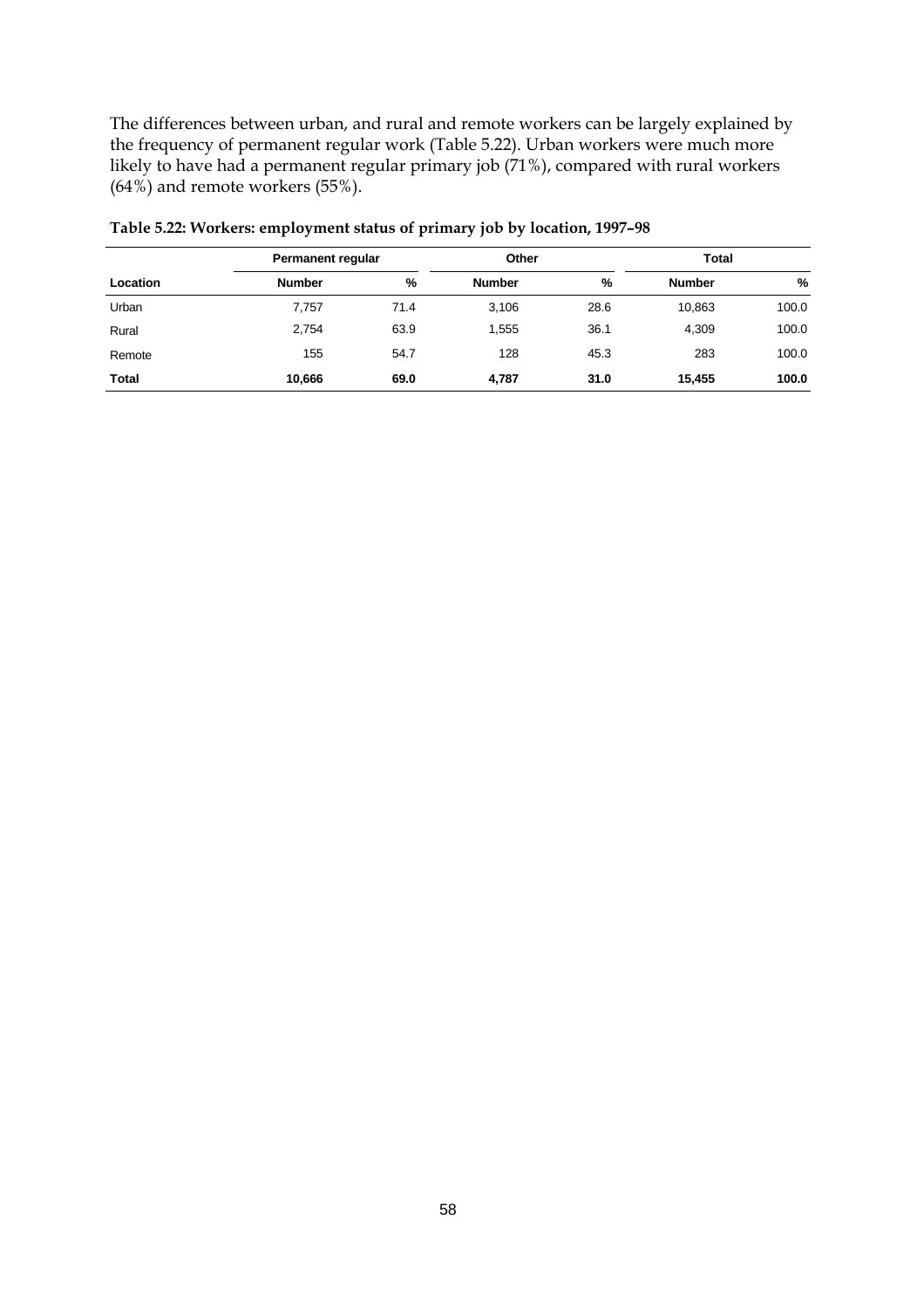The differences between urban, and rural and remote workers can be largely explained by the frequency of permanent regular work (Table 5.22). Urban workers were much more likely to have had a permanent regular primary job (71%), compared with rural workers (64%) and remote workers (55%).

**Table 5.22: Workers: employment status of primary job by location, 1997–98**

| | Permanent regular | | Other | | Total | |
|---|---|---|---|---|---|---|
| **Location** | **Number** | **%** | **Number** | **%** | **Number** | **%** |
| Urban | 7,757 | 71.4 | 3,106 | 28.6 | 10,863 | 100.0 |
| Rural | 2,754 | 63.9 | 1,555 | 36.1 | 4,309 | 100.0 |
| Remote | 155 | 54.7 | 128 | 45.3 | 283 | 100.0 |
| **Total** | **10,666** | **69.0** | **4,787** | **31.0** | **15,455** | **100.0** |